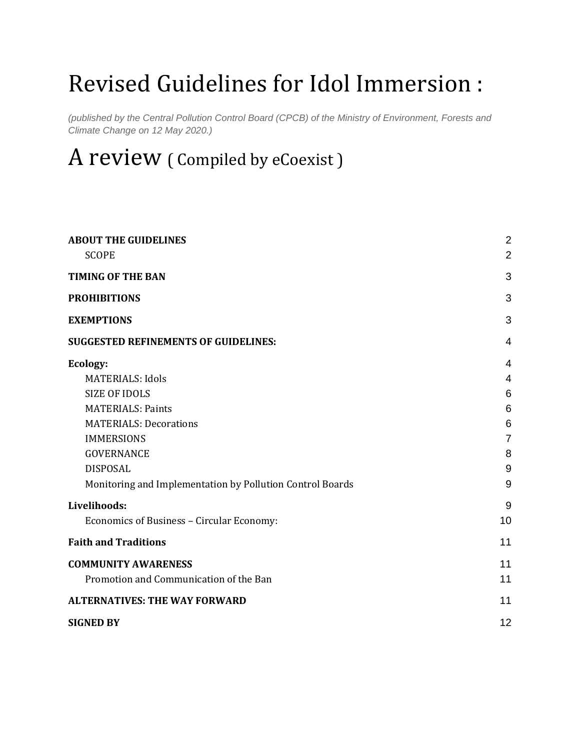# Revised Guidelines for Idol Immersion :

*(published by the Central Pollution Control Board (CPCB) of the Ministry of Environment, Forests and Climate Change on 12 May 2020.)*

# A review ( Compiled by eCoexist )

| | |
|---|---|
| **ABOUT THE GUIDELINES** | 2 |
| SCOPE | 2 |
| **TIMING OF THE BAN** | 3 |
| **PROHIBITIONS** | 3 |
| **EXEMPTIONS** | 3 |
| **SUGGESTED REFINEMENTS OF GUIDELINES:** | 4 |
| **Ecology:** | 4 |
| MATERIALS: Idols | 4 |
| SIZE OF IDOLS | 6 |
| MATERIALS: Paints | 6 |
| MATERIALS: Decorations | 6 |
| IMMERSIONS | 7 |
| GOVERNANCE | 8 |
| DISPOSAL | 9 |
| Monitoring and Implementation by Pollution Control Boards | 9 |
| **Livelihoods:** | 9 |
| Economics of Business – Circular Economy: | 10 |
| **Faith and Traditions** | 11 |
| **COMMUNITY AWARENESS** | 11 |
| Promotion and Communication of the Ban | 11 |
| **ALTERNATIVES: THE WAY FORWARD** | 11 |
| **SIGNED BY** | 12 |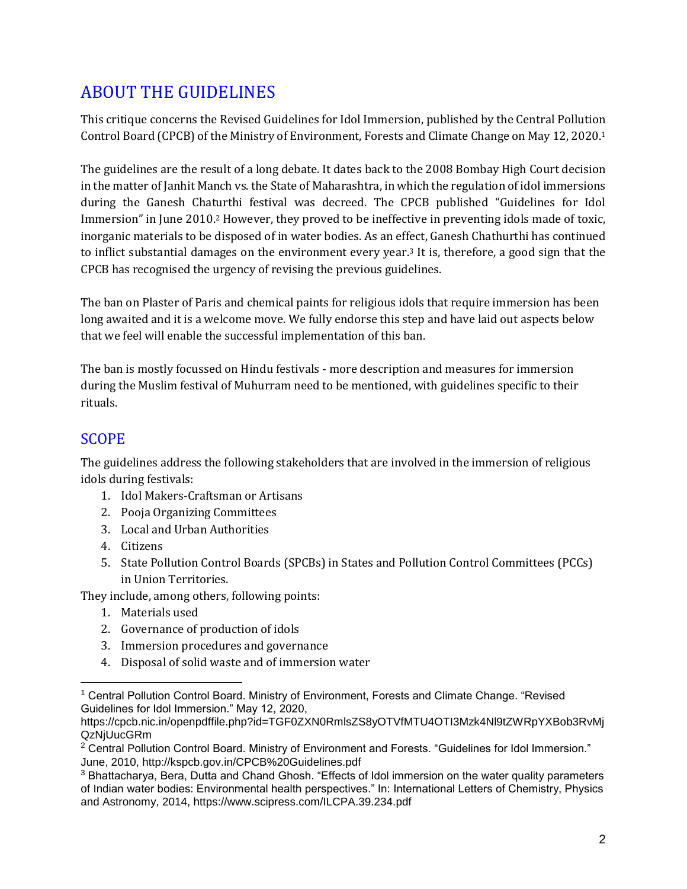## ABOUT THE GUIDELINES

This critique concerns the Revised Guidelines for Idol Immersion, published by the Central Pollution Control Board (CPCB) of the Ministry of Environment, Forests and Climate Change on May 12, 2020.[1]

The guidelines are the result of a long debate. It dates back to the 2008 Bombay High Court decision in the matter of Janhit Manch vs. the State of Maharashtra, in which the regulation of idol immersions during the Ganesh Chaturthi festival was decreed. The CPCB published "Guidelines for Idol Immersion" in June 2010.[2] However, they proved to be ineffective in preventing idols made of toxic, inorganic materials to be disposed of in water bodies. As an effect, Ganesh Chathurthi has continued to inflict substantial damages on the environment every year.[3] It is, therefore, a good sign that the CPCB has recognised the urgency of revising the previous guidelines.

The ban on Plaster of Paris and chemical paints for religious idols that require immersion has been long awaited and it is a welcome move. We fully endorse this step and have laid out aspects below that we feel will enable the successful implementation of this ban.

The ban is mostly focussed on Hindu festivals - more description and measures for immersion during the Muslim festival of Muhurram need to be mentioned, with guidelines specific to their rituals.

## SCOPE

The guidelines address the following stakeholders that are involved in the immersion of religious idols during festivals:

1. Idol Makers-Craftsman or Artisans
2. Pooja Organizing Committees
3. Local and Urban Authorities
4. Citizens
5. State Pollution Control Boards (SPCBs) in States and Pollution Control Committees (PCCs) in Union Territories.

They include, among others, following points:

1. Materials used
2. Governance of production of idols
3. Immersion procedures and governance
4. Disposal of solid waste and of immersion water

---

[1] Central Pollution Control Board. Ministry of Environment, Forests and Climate Change. "Revised Guidelines for Idol Immersion." May 12, 2020, https://cpcb.nic.in/openpdffile.php?id=TGF0ZXN0RmlsZS8yOTVfMTU4OTI3Mzk4Nl9tZWRpYXBob3RvMjQzNjUucGRm

[2] Central Pollution Control Board. Ministry of Environment and Forests. "Guidelines for Idol Immersion." June, 2010, http://kspcb.gov.in/CPCB%20Guidelines.pdf

[3] Bhattacharya, Bera, Dutta and Chand Ghosh. "Effects of Idol immersion on the water quality parameters of Indian water bodies: Environmental health perspectives." In: International Letters of Chemistry, Physics and Astronomy, 2014, https://www.scipress.com/ILCPA.39.234.pdf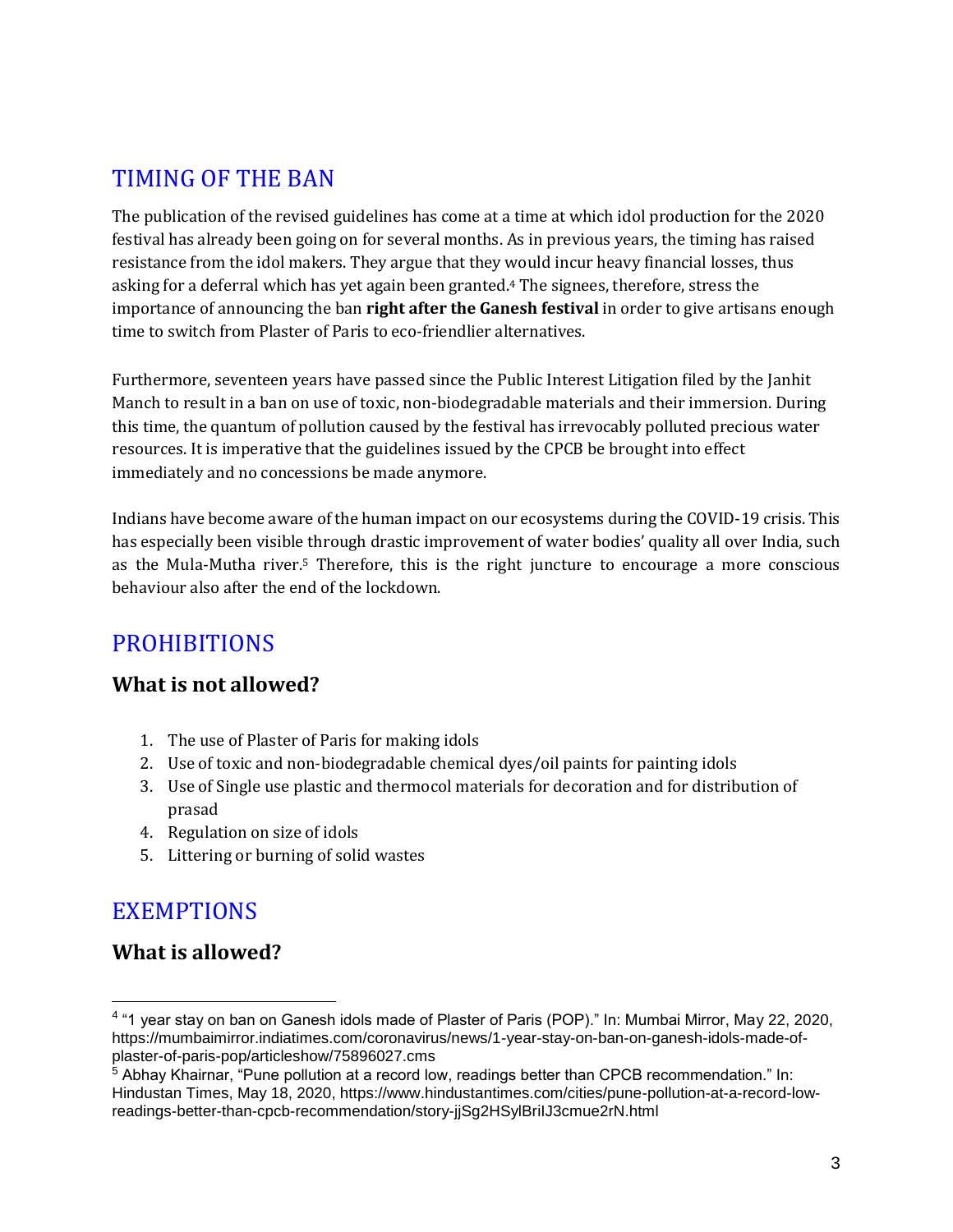## TIMING OF THE BAN

The publication of the revised guidelines has come at a time at which idol production for the 2020 festival has already been going on for several months. As in previous years, the timing has raised resistance from the idol makers. They argue that they would incur heavy financial losses, thus asking for a deferral which has yet again been granted.[4] The signees, therefore, stress the importance of announcing the ban **right after the Ganesh festival** in order to give artisans enough time to switch from Plaster of Paris to eco-friendlier alternatives.

Furthermore, seventeen years have passed since the Public Interest Litigation filed by the Janhit Manch to result in a ban on use of toxic, non-biodegradable materials and their immersion. During this time, the quantum of pollution caused by the festival has irrevocably polluted precious water resources. It is imperative that the guidelines issued by the CPCB be brought into effect immediately and no concessions be made anymore.

Indians have become aware of the human impact on our ecosystems during the COVID-19 crisis. This has especially been visible through drastic improvement of water bodies' quality all over India, such as the Mula-Mutha river.[5] Therefore, this is the right juncture to encourage a more conscious behaviour also after the end of the lockdown.

## PROHIBITIONS

### What is not allowed?

1. The use of Plaster of Paris for making idols
2. Use of toxic and non-biodegradable chemical dyes/oil paints for painting idols
3. Use of Single use plastic and thermocol materials for decoration and for distribution of prasad
4. Regulation on size of idols
5. Littering or burning of solid wastes

## EXEMPTIONS

### What is allowed?

---

[4] "1 year stay on ban on Ganesh idols made of Plaster of Paris (POP)." In: Mumbai Mirror, May 22, 2020, https://mumbaimirror.indiatimes.com/coronavirus/news/1-year-stay-on-ban-on-ganesh-idols-made-of-plaster-of-paris-pop/articleshow/75896027.cms

[5] Abhay Khairnar, "Pune pollution at a record low, readings better than CPCB recommendation." In: Hindustan Times, May 18, 2020, https://www.hindustantimes.com/cities/pune-pollution-at-a-record-low-readings-better-than-cpcb-recommendation/story-jjSg2HSylBriIJ3cmue2rN.html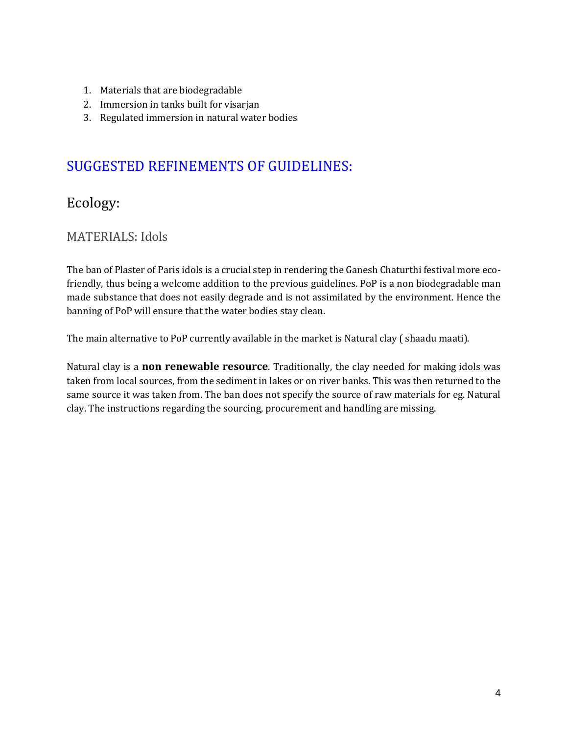1. Materials that are biodegradable
2. Immersion in tanks built for visarjan
3. Regulated immersion in natural water bodies

## SUGGESTED REFINEMENTS OF GUIDELINES:

## Ecology:

### MATERIALS: Idols

The ban of Plaster of Paris idols is a crucial step in rendering the Ganesh Chaturthi festival more eco-friendly, thus being a welcome addition to the previous guidelines. PoP is a non biodegradable man made substance that does not easily degrade and is not assimilated by the environment. Hence the banning of PoP will ensure that the water bodies stay clean.

The main alternative to PoP currently available in the market is Natural clay ( shaadu maati).

Natural clay is a **non renewable resource**. Traditionally, the clay needed for making idols was taken from local sources, from the sediment in lakes or on river banks. This was then returned to the same source it was taken from. The ban does not specify the source of raw materials for eg. Natural clay. The instructions regarding the sourcing, procurement and handling are missing.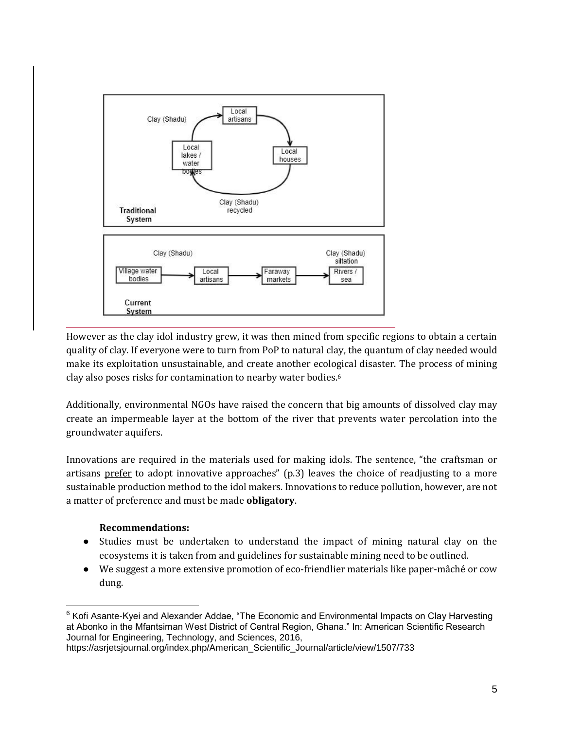However as the clay idol industry grew, it was then mined from specific regions to obtain a certain quality of clay. If everyone were to turn from PoP to natural clay, the quantum of clay needed would make its exploitation unsustainable, and create another ecological disaster. The process of mining clay also poses risks for contamination to nearby water bodies.[6]

Additionally, environmental NGOs have raised the concern that big amounts of dissolved clay may create an impermeable layer at the bottom of the river that prevents water percolation into the groundwater aquifers.

Innovations are required in the materials used for making idols. The sentence, "the craftsman or artisans prefer to adopt innovative approaches" (p.3) leaves the choice of readjusting to a more sustainable production method to the idol makers. Innovations to reduce pollution, however, are not a matter of preference and must be made **obligatory**.

**Recommendations:**

- Studies must be undertaken to understand the impact of mining natural clay on the ecosystems it is taken from and guidelines for sustainable mining need to be outlined.
- We suggest a more extensive promotion of eco-friendlier materials like paper-mâché or cow dung.

[6] Kofi Asante-Kyei and Alexander Addae, "The Economic and Environmental Impacts on Clay Harvesting at Abonko in the Mfantsiman West District of Central Region, Ghana." In: American Scientific Research Journal for Engineering, Technology, and Sciences, 2016, https://asrjetsjournal.org/index.php/American_Scientific_Journal/article/view/1507/733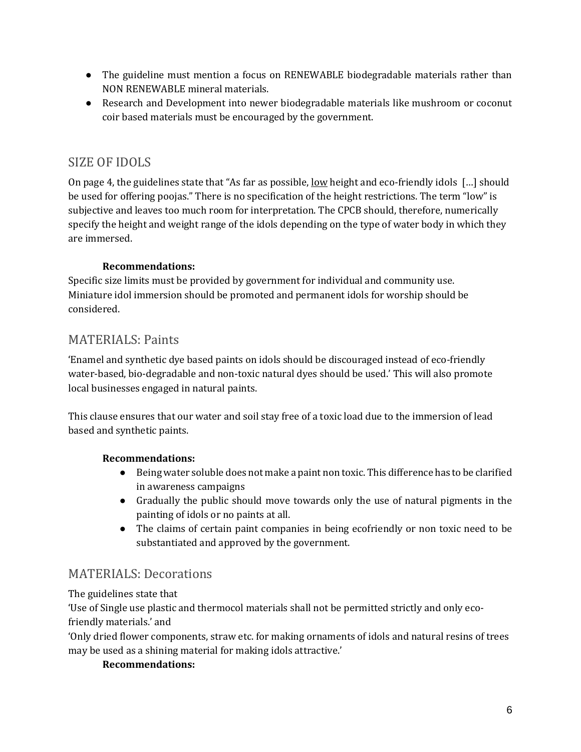- The guideline must mention a focus on RENEWABLE biodegradable materials rather than NON RENEWABLE mineral materials.
- Research and Development into newer biodegradable materials like mushroom or coconut coir based materials must be encouraged by the government.

## SIZE OF IDOLS

On page 4, the guidelines state that "As far as possible, <u>low</u> height and eco-friendly idols [...] should be used for offering poojas." There is no specification of the height restrictions. The term "low" is subjective and leaves too much room for interpretation. The CPCB should, therefore, numerically specify the height and weight range of the idols depending on the type of water body in which they are immersed.

**Recommendations:**

Specific size limits must be provided by government for individual and community use.
Miniature idol immersion should be promoted and permanent idols for worship should be considered.

## MATERIALS: Paints

'Enamel and synthetic dye based paints on idols should be discouraged instead of eco-friendly water-based, bio-degradable and non-toxic natural dyes should be used.' This will also promote local businesses engaged in natural paints.

This clause ensures that our water and soil stay free of a toxic load due to the immersion of lead based and synthetic paints.

**Recommendations:**

- Being water soluble does not make a paint non toxic. This difference has to be clarified in awareness campaigns
- Gradually the public should move towards only the use of natural pigments in the painting of idols or no paints at all.
- The claims of certain paint companies in being ecofriendly or non toxic need to be substantiated and approved by the government.

## MATERIALS: Decorations

The guidelines state that
'Use of Single use plastic and thermocol materials shall not be permitted strictly and only eco-friendly materials.' and
'Only dried flower components, straw etc. for making ornaments of idols and natural resins of trees may be used as a shining material for making idols attractive.'

**Recommendations:**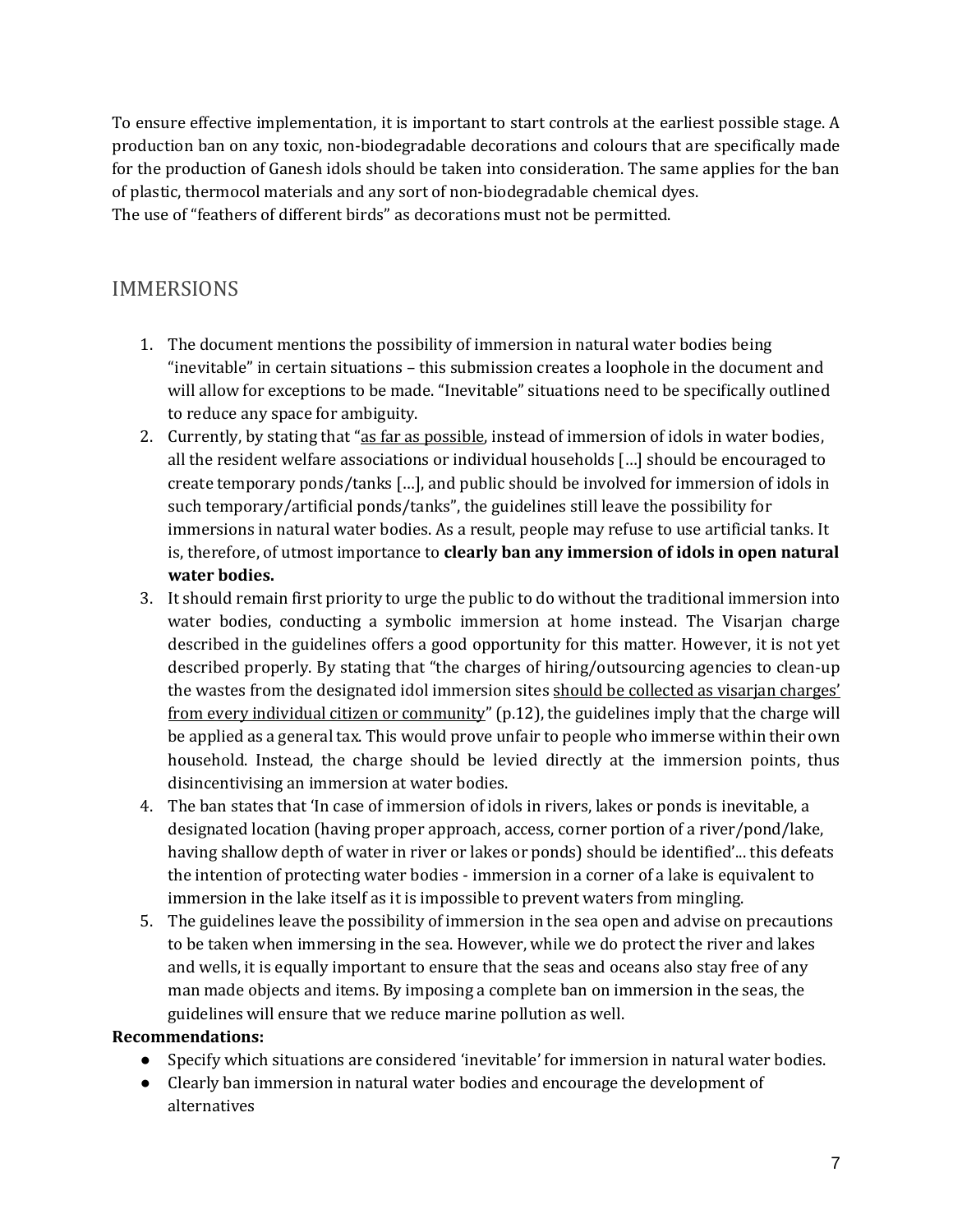To ensure effective implementation, it is important to start controls at the earliest possible stage. A production ban on any toxic, non-biodegradable decorations and colours that are specifically made for the production of Ganesh idols should be taken into consideration. The same applies for the ban of plastic, thermocol materials and any sort of non-biodegradable chemical dyes.
The use of "feathers of different birds" as decorations must not be permitted.

## IMMERSIONS

1. The document mentions the possibility of immersion in natural water bodies being "inevitable" in certain situations – this submission creates a loophole in the document and will allow for exceptions to be made. "Inevitable" situations need to be specifically outlined to reduce any space for ambiguity.
2. Currently, by stating that "as far as possible, instead of immersion of idols in water bodies, all the resident welfare associations or individual households […] should be encouraged to create temporary ponds/tanks […], and public should be involved for immersion of idols in such temporary/artificial ponds/tanks", the guidelines still leave the possibility for immersions in natural water bodies. As a result, people may refuse to use artificial tanks. It is, therefore, of utmost importance to **clearly ban any immersion of idols in open natural water bodies.**
3. It should remain first priority to urge the public to do without the traditional immersion into water bodies, conducting a symbolic immersion at home instead. The Visarjan charge described in the guidelines offers a good opportunity for this matter. However, it is not yet described properly. By stating that "the charges of hiring/outsourcing agencies to clean-up the wastes from the designated idol immersion sites should be collected as visarjan charges' from every individual citizen or community" (p.12), the guidelines imply that the charge will be applied as a general tax. This would prove unfair to people who immerse within their own household. Instead, the charge should be levied directly at the immersion points, thus disincentivising an immersion at water bodies.
4. The ban states that 'In case of immersion of idols in rivers, lakes or ponds is inevitable, a designated location (having proper approach, access, corner portion of a river/pond/lake, having shallow depth of water in river or lakes or ponds) should be identified'... this defeats the intention of protecting water bodies - immersion in a corner of a lake is equivalent to immersion in the lake itself as it is impossible to prevent waters from mingling.
5. The guidelines leave the possibility of immersion in the sea open and advise on precautions to be taken when immersing in the sea. However, while we do protect the river and lakes and wells, it is equally important to ensure that the seas and oceans also stay free of any man made objects and items. By imposing a complete ban on immersion in the seas, the guidelines will ensure that we reduce marine pollution as well.

**Recommendations:**

- Specify which situations are considered 'inevitable' for immersion in natural water bodies.
- Clearly ban immersion in natural water bodies and encourage the development of alternatives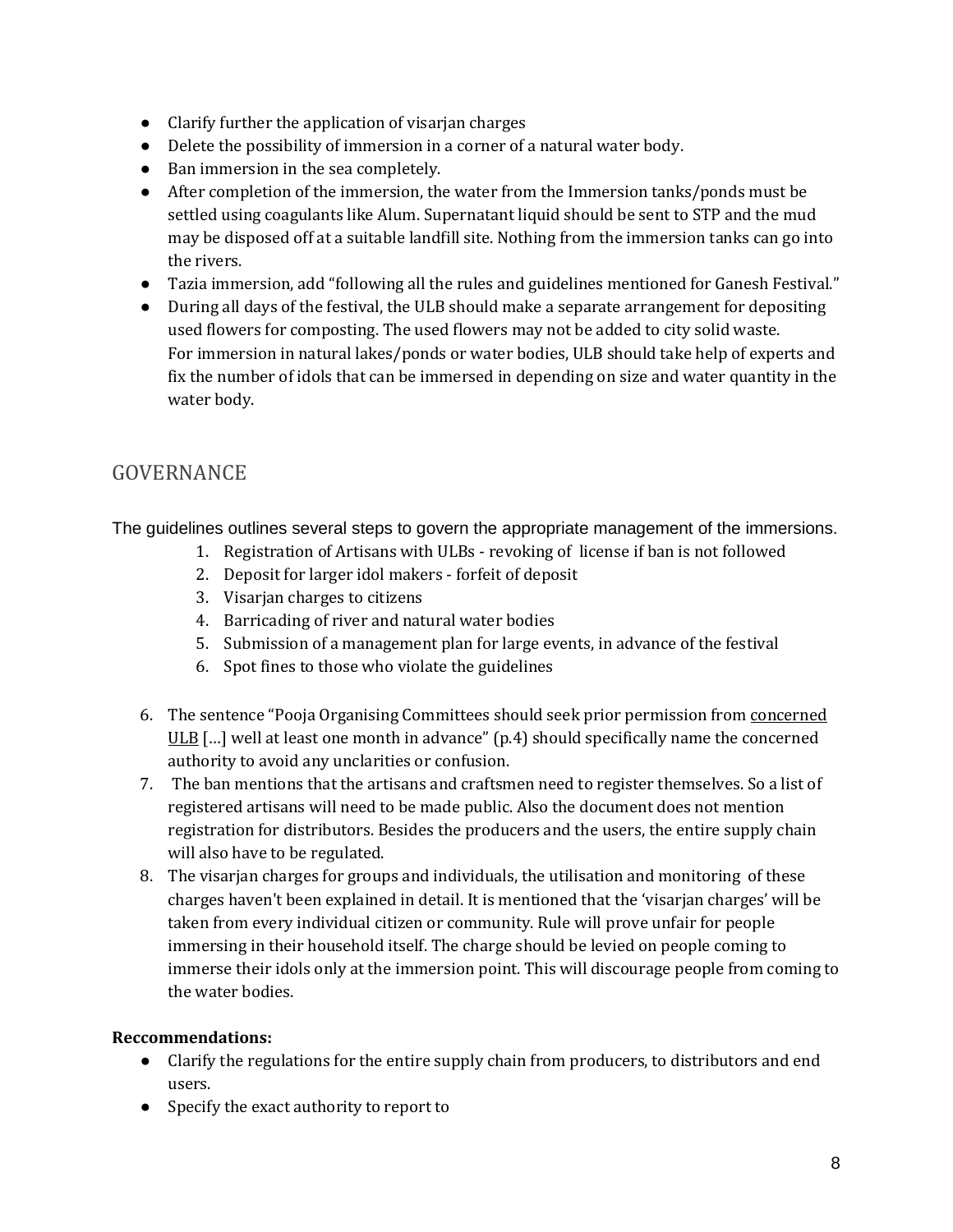- Clarify further the application of visarjan charges
- Delete the possibility of immersion in a corner of a natural water body.
- Ban immersion in the sea completely.
- After completion of the immersion, the water from the Immersion tanks/ponds must be settled using coagulants like Alum. Supernatant liquid should be sent to STP and the mud may be disposed off at a suitable landfill site. Nothing from the immersion tanks can go into the rivers.
- Tazia immersion, add "following all the rules and guidelines mentioned for Ganesh Festival."
- During all days of the festival, the ULB should make a separate arrangement for depositing used flowers for composting. The used flowers may not be added to city solid waste.
  For immersion in natural lakes/ponds or water bodies, ULB should take help of experts and fix the number of idols that can be immersed in depending on size and water quantity in the water body.

## GOVERNANCE

The guidelines outlines several steps to govern the appropriate management of the immersions.

1. Registration of Artisans with ULBs - revoking of license if ban is not followed
2. Deposit for larger idol makers - forfeit of deposit
3. Visarjan charges to citizens
4. Barricading of river and natural water bodies
5. Submission of a management plan for large events, in advance of the festival
6. Spot fines to those who violate the guidelines

6. The sentence "Pooja Organising Committees should seek prior permission from concerned ULB […] well at least one month in advance" (p.4) should specifically name the concerned authority to avoid any unclarities or confusion.
7. The ban mentions that the artisans and craftsmen need to register themselves. So a list of registered artisans will need to be made public. Also the document does not mention registration for distributors. Besides the producers and the users, the entire supply chain will also have to be regulated.
8. The visarjan charges for groups and individuals, the utilisation and monitoring of these charges haven't been explained in detail. It is mentioned that the 'visarjan charges' will be taken from every individual citizen or community. Rule will prove unfair for people immersing in their household itself. The charge should be levied on people coming to immerse their idols only at the immersion point. This will discourage people from coming to the water bodies.

**Reccommendations:**

- Clarify the regulations for the entire supply chain from producers, to distributors and end users.
- Specify the exact authority to report to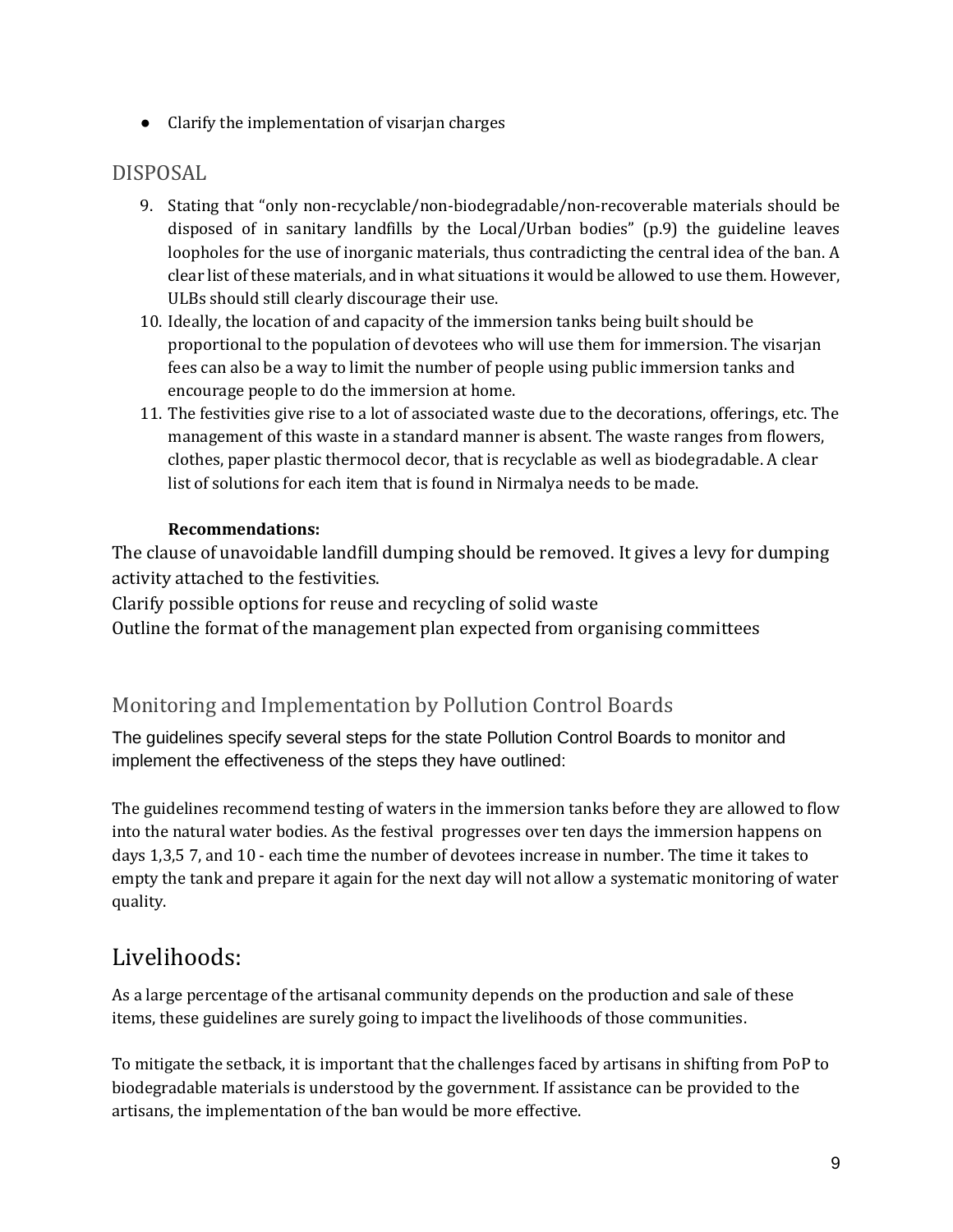- Clarify the implementation of visarjan charges

## DISPOSAL

9. Stating that "only non-recyclable/non-biodegradable/non-recoverable materials should be disposed of in sanitary landfills by the Local/Urban bodies" (p.9) the guideline leaves loopholes for the use of inorganic materials, thus contradicting the central idea of the ban. A clear list of these materials, and in what situations it would be allowed to use them. However, ULBs should still clearly discourage their use.
10. Ideally, the location of and capacity of the immersion tanks being built should be proportional to the population of devotees who will use them for immersion. The visarjan fees can also be a way to limit the number of people using public immersion tanks and encourage people to do the immersion at home.
11. The festivities give rise to a lot of associated waste due to the decorations, offerings, etc. The management of this waste in a standard manner is absent. The waste ranges from flowers, clothes, paper plastic thermocol decor, that is recyclable as well as biodegradable. A clear list of solutions for each item that is found in Nirmalya needs to be made.

**Recommendations:**

The clause of unavoidable landfill dumping should be removed. It gives a levy for dumping activity attached to the festivities.

Clarify possible options for reuse and recycling of solid waste

Outline the format of the management plan expected from organising committees

## Monitoring and Implementation by Pollution Control Boards

The guidelines specify several steps for the state Pollution Control Boards to monitor and implement the effectiveness of the steps they have outlined:

The guidelines recommend testing of waters in the immersion tanks before they are allowed to flow into the natural water bodies. As the festival progresses over ten days the immersion happens on days 1,3,5 7, and 10 - each time the number of devotees increase in number. The time it takes to empty the tank and prepare it again for the next day will not allow a systematic monitoring of water quality.

# Livelihoods:

As a large percentage of the artisanal community depends on the production and sale of these items, these guidelines are surely going to impact the livelihoods of those communities.

To mitigate the setback, it is important that the challenges faced by artisans in shifting from PoP to biodegradable materials is understood by the government. If assistance can be provided to the artisans, the implementation of the ban would be more effective.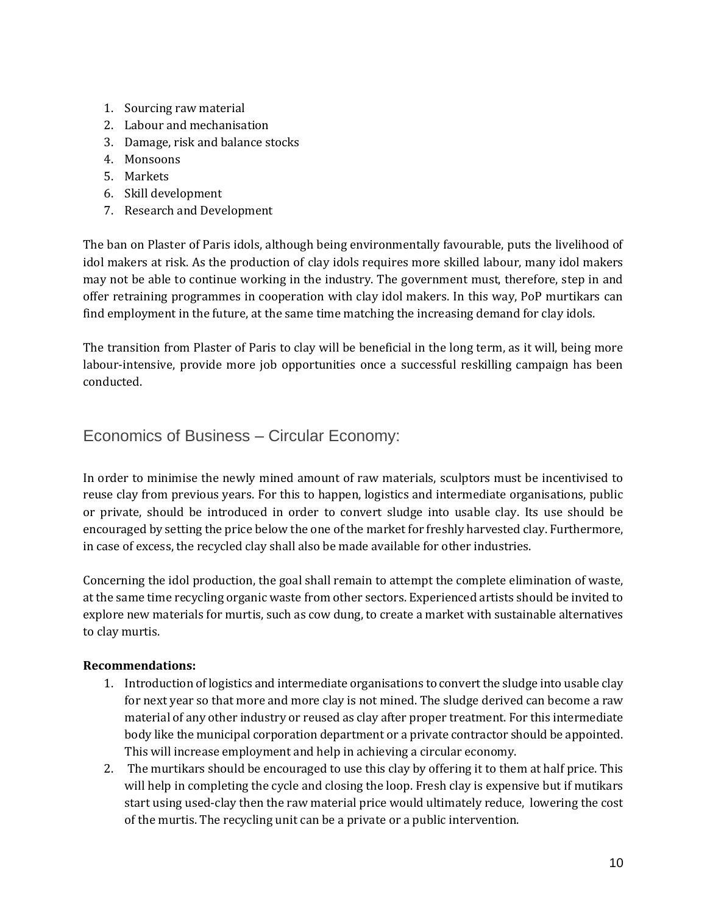1. Sourcing raw material
2. Labour and mechanisation
3. Damage, risk and balance stocks
4. Monsoons
5. Markets
6. Skill development
7. Research and Development

The ban on Plaster of Paris idols, although being environmentally favourable, puts the livelihood of idol makers at risk. As the production of clay idols requires more skilled labour, many idol makers may not be able to continue working in the industry. The government must, therefore, step in and offer retraining programmes in cooperation with clay idol makers. In this way, PoP murtikars can find employment in the future, at the same time matching the increasing demand for clay idols.

The transition from Plaster of Paris to clay will be beneficial in the long term, as it will, being more labour-intensive, provide more job opportunities once a successful reskilling campaign has been conducted.

## Economics of Business – Circular Economy:

In order to minimise the newly mined amount of raw materials, sculptors must be incentivised to reuse clay from previous years. For this to happen, logistics and intermediate organisations, public or private, should be introduced in order to convert sludge into usable clay. Its use should be encouraged by setting the price below the one of the market for freshly harvested clay. Furthermore, in case of excess, the recycled clay shall also be made available for other industries.

Concerning the idol production, the goal shall remain to attempt the complete elimination of waste, at the same time recycling organic waste from other sectors. Experienced artists should be invited to explore new materials for murtis, such as cow dung, to create a market with sustainable alternatives to clay murtis.

**Recommendations:**

1. Introduction of logistics and intermediate organisations to convert the sludge into usable clay for next year so that more and more clay is not mined. The sludge derived can become a raw material of any other industry or reused as clay after proper treatment. For this intermediate body like the municipal corporation department or a private contractor should be appointed. This will increase employment and help in achieving a circular economy.
2. The murtikars should be encouraged to use this clay by offering it to them at half price. This will help in completing the cycle and closing the loop. Fresh clay is expensive but if mutikars start using used-clay then the raw material price would ultimately reduce, lowering the cost of the murtis. The recycling unit can be a private or a public intervention.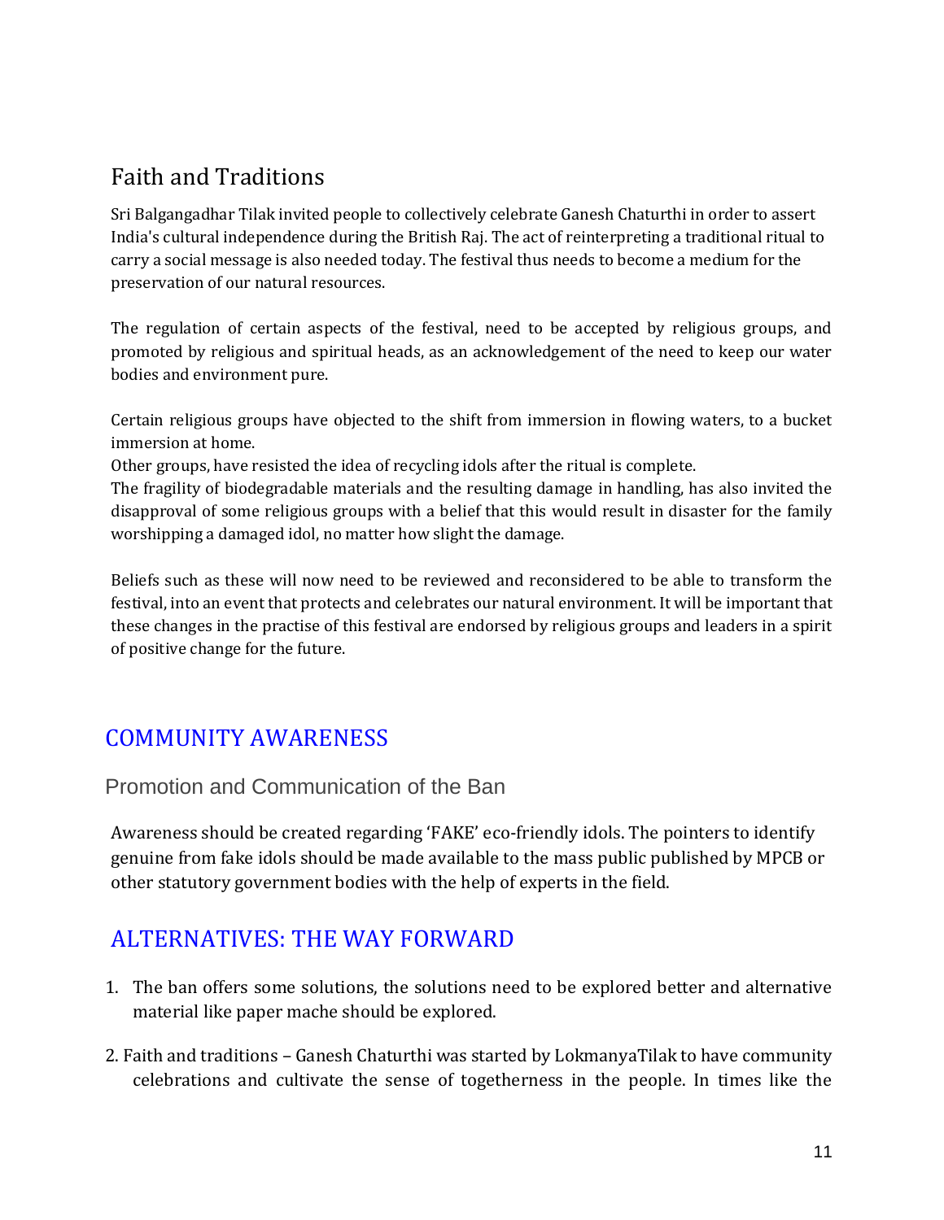## Faith and Traditions

Sri Balgangadhar Tilak invited people to collectively celebrate Ganesh Chaturthi in order to assert India's cultural independence during the British Raj. The act of reinterpreting a traditional ritual to carry a social message is also needed today. The festival thus needs to become a medium for the preservation of our natural resources.

The regulation of certain aspects of the festival, need to be accepted by religious groups, and promoted by religious and spiritual heads, as an acknowledgement of the need to keep our water bodies and environment pure.

Certain religious groups have objected to the shift from immersion in flowing waters, to a bucket immersion at home.
Other groups, have resisted the idea of recycling idols after the ritual is complete.
The fragility of biodegradable materials and the resulting damage in handling, has also invited the disapproval of some religious groups with a belief that this would result in disaster for the family worshipping a damaged idol, no matter how slight the damage.

Beliefs such as these will now need to be reviewed and reconsidered to be able to transform the festival, into an event that protects and celebrates our natural environment. It will be important that these changes in the practise of this festival are endorsed by religious groups and leaders in a spirit of positive change for the future.

# COMMUNITY AWARENESS

### Promotion and Communication of the Ban

Awareness should be created regarding 'FAKE' eco-friendly idols. The pointers to identify genuine from fake idols should be made available to the mass public published by MPCB or other statutory government bodies with the help of experts in the field.

# ALTERNATIVES: THE WAY FORWARD

1. The ban offers some solutions, the solutions need to be explored better and alternative material like paper mache should be explored.

2. Faith and traditions – Ganesh Chaturthi was started by LokmanyaTilak to have community celebrations and cultivate the sense of togetherness in the people. In times like the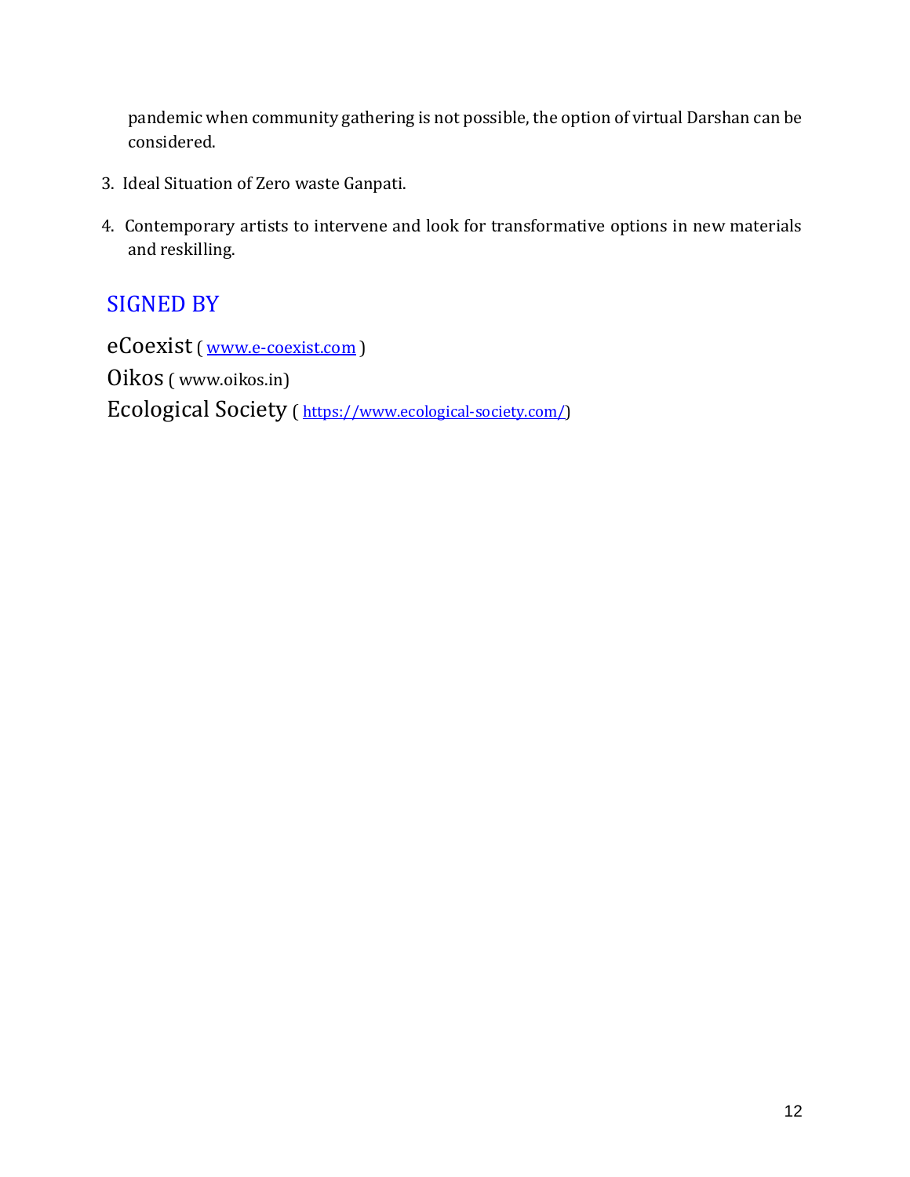pandemic when community gathering is not possible, the option of virtual Darshan can be considered.

3. Ideal Situation of Zero waste Ganpati.

4. Contemporary artists to intervene and look for transformative options in new materials and reskilling.

## SIGNED BY

eCoexist ( www.e-coexist.com )
Oikos ( www.oikos.in)
Ecological Society ( https://www.ecological-society.com/)